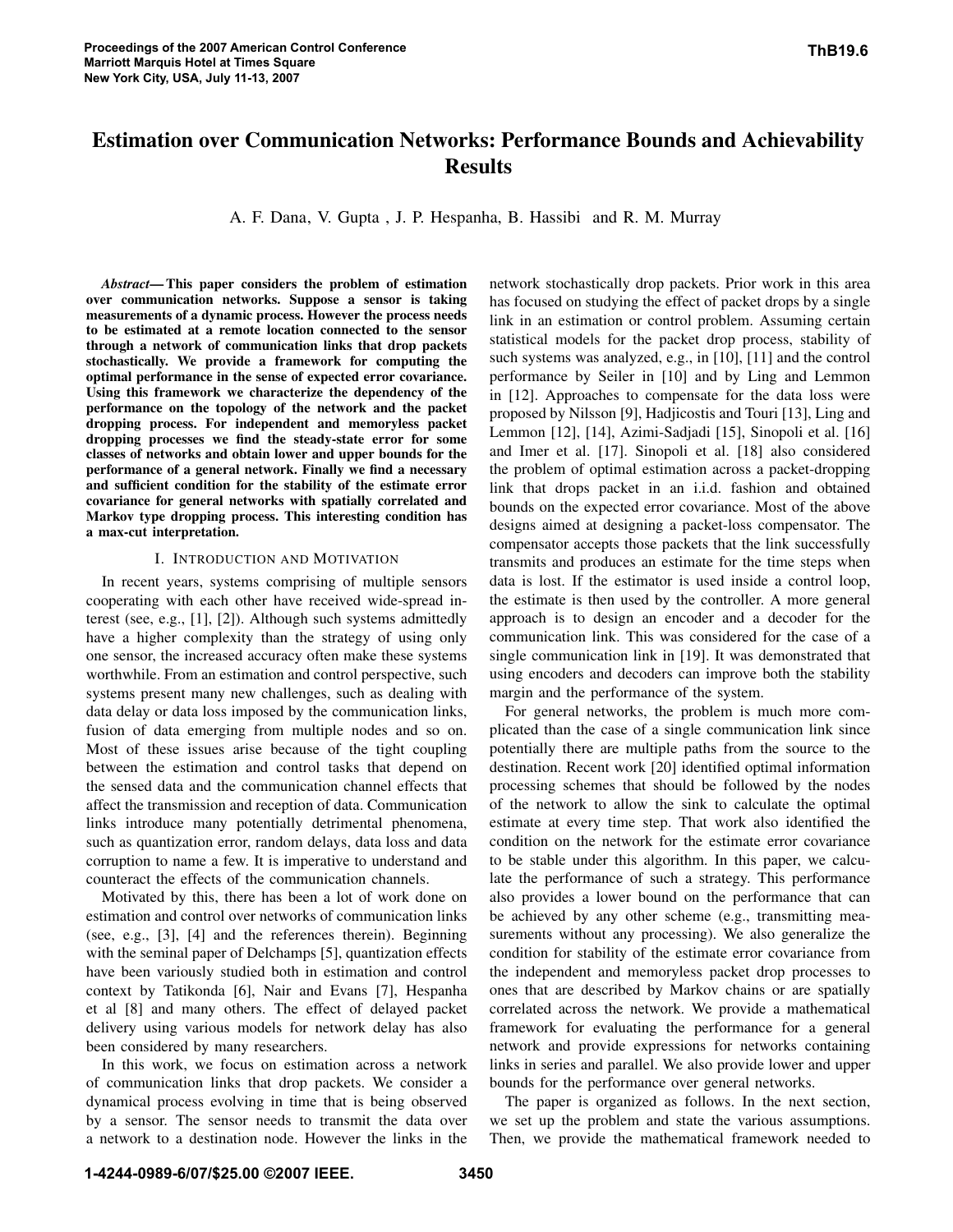# Estimation over Communication Networks: Performance Bounds and Achievability Results

A. F. Dana, V. Gupta , J. P. Hespanha, B. Hassibi and R. M. Murray

***Abstract*— This paper considers the problem of estimation over communication networks. Suppose a sensor is taking measurements of a dynamic process. However the process needs to be estimated at a remote location connected to the sensor through a network of communication links that drop packets stochastically. We provide a framework for computing the optimal performance in the sense of expected error covariance. Using this framework we characterize the dependency of the performance on the topology of the network and the packet dropping process. For independent and memoryless packet dropping processes we find the steady-state error for some classes of networks and obtain lower and upper bounds for the performance of a general network. Finally we find a necessary and sufficient condition for the stability of the estimate error covariance for general networks with spatially correlated and Markov type dropping process. This interesting condition has a max-cut interpretation.**

## I. Introduction and Motivation

In recent years, systems comprising of multiple sensors cooperating with each other have received wide-spread interest (see, e.g., [1], [2]). Although such systems admittedly have a higher complexity than the strategy of using only one sensor, the increased accuracy often make these systems worthwhile. From an estimation and control perspective, such systems present many new challenges, such as dealing with data delay or data loss imposed by the communication links, fusion of data emerging from multiple nodes and so on. Most of these issues arise because of the tight coupling between the estimation and control tasks that depend on the sensed data and the communication channel effects that affect the transmission and reception of data. Communication links introduce many potentially detrimental phenomena, such as quantization error, random delays, data loss and data corruption to name a few. It is imperative to understand and counteract the effects of the communication channels.

Motivated by this, there has been a lot of work done on estimation and control over networks of communication links (see, e.g., [3], [4] and the references therein). Beginning with the seminal paper of Delchamps [5], quantization effects have been variously studied both in estimation and control context by Tatikonda [6], Nair and Evans [7], Hespanha et al [8] and many others. The effect of delayed packet delivery using various models for network delay has also been considered by many researchers.

In this work, we focus on estimation across a network of communication links that drop packets. We consider a dynamical process evolving in time that is being observed by a sensor. The sensor needs to transmit the data over a network to a destination node. However the links in the network stochastically drop packets. Prior work in this area has focused on studying the effect of packet drops by a single link in an estimation or control problem. Assuming certain statistical models for the packet drop process, stability of such systems was analyzed, e.g., in [10], [11] and the control performance by Seiler in [10] and by Ling and Lemmon in [12]. Approaches to compensate for the data loss were proposed by Nilsson [9], Hadjicostis and Touri [13], Ling and Lemmon [12], [14], Azimi-Sadjadi [15], Sinopoli et al. [16] and Imer et al. [17]. Sinopoli et al. [18] also considered the problem of optimal estimation across a packet-dropping link that drops packet in an i.i.d. fashion and obtained bounds on the expected error covariance. Most of the above designs aimed at designing a packet-loss compensator. The compensator accepts those packets that the link successfully transmits and produces an estimate for the time steps when data is lost. If the estimator is used inside a control loop, the estimate is then used by the controller. A more general approach is to design an encoder and a decoder for the communication link. This was considered for the case of a single communication link in [19]. It was demonstrated that using encoders and decoders can improve both the stability margin and the performance of the system.

For general networks, the problem is much more complicated than the case of a single communication link since potentially there are multiple paths from the source to the destination. Recent work [20] identified optimal information processing schemes that should be followed by the nodes of the network to allow the sink to calculate the optimal estimate at every time step. That work also identified the condition on the network for the estimate error covariance to be stable under this algorithm. In this paper, we calculate the performance of such a strategy. This performance also provides a lower bound on the performance that can be achieved by any other scheme (e.g., transmitting measurements without any processing). We also generalize the condition for stability of the estimate error covariance from the independent and memoryless packet drop processes to ones that are described by Markov chains or are spatially correlated across the network. We provide a mathematical framework for evaluating the performance for a general network and provide expressions for networks containing links in series and parallel. We also provide lower and upper bounds for the performance over general networks.

The paper is organized as follows. In the next section, we set up the problem and state the various assumptions. Then, we provide the mathematical framework needed to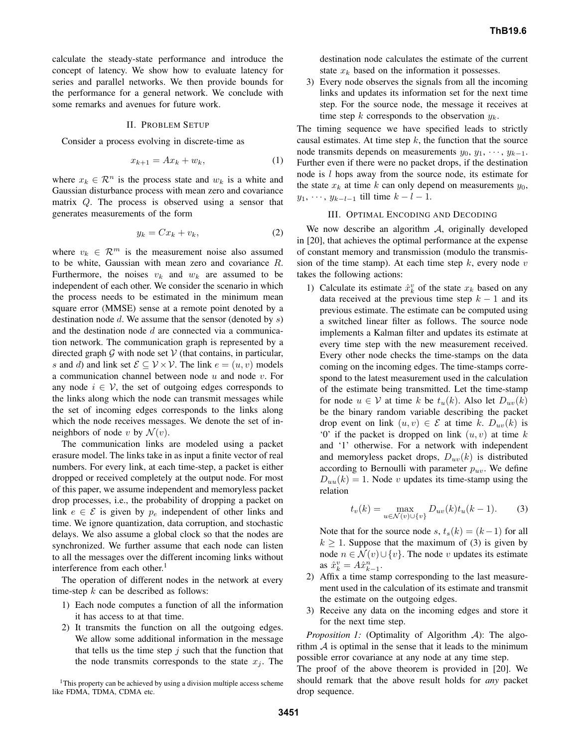calculate the steady-state performance and introduce the concept of latency. We show how to evaluate latency for series and parallel networks. We then provide bounds for the performance for a general network. We conclude with some remarks and avenues for future work.

## II. Problem Setup

Consider a process evolving in discrete-time as

$$x_{k+1} = Ax_k + w_k, \tag{1}$$

where $x_k \in \mathcal{R}^n$ is the process state and $w_k$ is a white and Gaussian disturbance process with mean zero and covariance matrix $Q$. The process is observed using a sensor that generates measurements of the form

$$y_k = Cx_k + v_k, \tag{2}$$

where $v_k \in \mathcal{R}^m$ is the measurement noise also assumed to be white, Gaussian with mean zero and covariance $R$. Furthermore, the noises $v_k$ and $w_k$ are assumed to be independent of each other. We consider the scenario in which the process needs to be estimated in the minimum mean square error (MMSE) sense at a remote point denoted by a destination node $d$. We assume that the sensor (denoted by $s$) and the destination node $d$ are connected via a communication network. The communication graph is represented by a directed graph $\mathcal{G}$ with node set $\mathcal{V}$ (that contains, in particular, $s$ and $d$) and link set $\mathcal{E} \subseteq \mathcal{V} \times \mathcal{V}$. The link $e = (u, v)$ models a communication channel between node $u$ and node $v$. For any node $i \in \mathcal{V}$, the set of outgoing edges corresponds to the links along which the node can transmit messages while the set of incoming edges corresponds to the links along which the node receives messages. We denote the set of in-neighbors of node $v$ by $\mathcal{N}(v)$.

The communication links are modeled using a packet erasure model. The links take in as input a finite vector of real numbers. For every link, at each time-step, a packet is either dropped or received completely at the output node. For most of this paper, we assume independent and memoryless packet drop processes, i.e., the probability of dropping a packet on link $e \in \mathcal{E}$ is given by $p_e$ independent of other links and time. We ignore quantization, data corruption, and stochastic delays. We also assume a global clock so that the nodes are synchronized. We further assume that each node can listen to all the messages over the different incoming links without interference from each other.[1]

The operation of different nodes in the network at every time-step $k$ can be described as follows:

1) Each node computes a function of all the information it has access to at that time.
2) It transmits the function on all the outgoing edges. We allow some additional information in the message that tells us the time step $j$ such that the function that the node transmits corresponds to the state $x_j$. The destination node calculates the estimate of the current state $x_k$ based on the information it possesses.
3) Every node observes the signals from all the incoming links and updates its information set for the next time step. For the source node, the message it receives at time step $k$ corresponds to the observation $y_k$.

The timing sequence we have specified leads to strictly causal estimates. At time step $k$, the function that the source node transmits depends on measurements $y_0, y_1, \cdots, y_{k-1}$. Further even if there were no packet drops, if the destination node is $l$ hops away from the source node, its estimate for the state $x_k$ at time $k$ can only depend on measurements $y_0, y_1, \cdots, y_{k-l-1}$ till time $k - l - 1$.

## III. Optimal Encoding and Decoding

We now describe an algorithm $\mathcal{A}$, originally developed in [20], that achieves the optimal performance at the expense of constant memory and transmission (modulo the transmission of the time stamp). At each time step $k$, every node $v$ takes the following actions:

1) Calculate its estimate $\hat{x}_k^v$ of the state $x_k$ based on any data received at the previous time step $k-1$ and its previous estimate. The estimate can be computed using a switched linear filter as follows. The source node implements a Kalman filter and updates its estimate at every time step with the new measurement received. Every other node checks the time-stamps on the data coming on the incoming edges. The time-stamps correspond to the latest measurement used in the calculation of the estimate being transmitted. Let the time-stamp for node $u \in \mathcal{V}$ at time $k$ be $t_u(k)$. Also let $D_{uv}(k)$ be the binary random variable describing the packet drop event on link $(u, v) \in \mathcal{E}$ at time $k$. $D_{uv}(k)$ is '0' if the packet is dropped on link $(u, v)$ at time $k$ and '1' otherwise. For a network with independent and memoryless packet drops, $D_{uv}(k)$ is distributed according to Bernoulli with parameter $p_{uv}$. We define $D_{uu}(k) = 1$. Node $v$ updates its time-stamp using the relation

$$t_v(k) = \max_{u \in \mathcal{N}(v) \cup \{v\}} D_{uv}(k) t_u(k-1). \tag{3}$$

Note that for the source node $s$, $t_s(k) = (k-1)$ for all $k \geq 1$. Suppose that the maximum of (3) is given by node $n \in \mathcal{N}(v) \cup \{v\}$. The node $v$ updates its estimate as $\hat{x}_k^v = A\hat{x}_{k-1}^n$.
2) Affix a time stamp corresponding to the last measurement used in the calculation of its estimate and transmit the estimate on the outgoing edges.
3) Receive any data on the incoming edges and store it for the next time step.

*Proposition 1:* (Optimality of Algorithm $\mathcal{A}$): The algorithm $\mathcal{A}$ is optimal in the sense that it leads to the minimum possible error covariance at any node at any time step.

The proof of the above theorem is provided in [20]. We should remark that the above result holds for *any* packet drop sequence.

[1] This property can be achieved by using a division multiple access scheme like FDMA, TDMA, CDMA etc.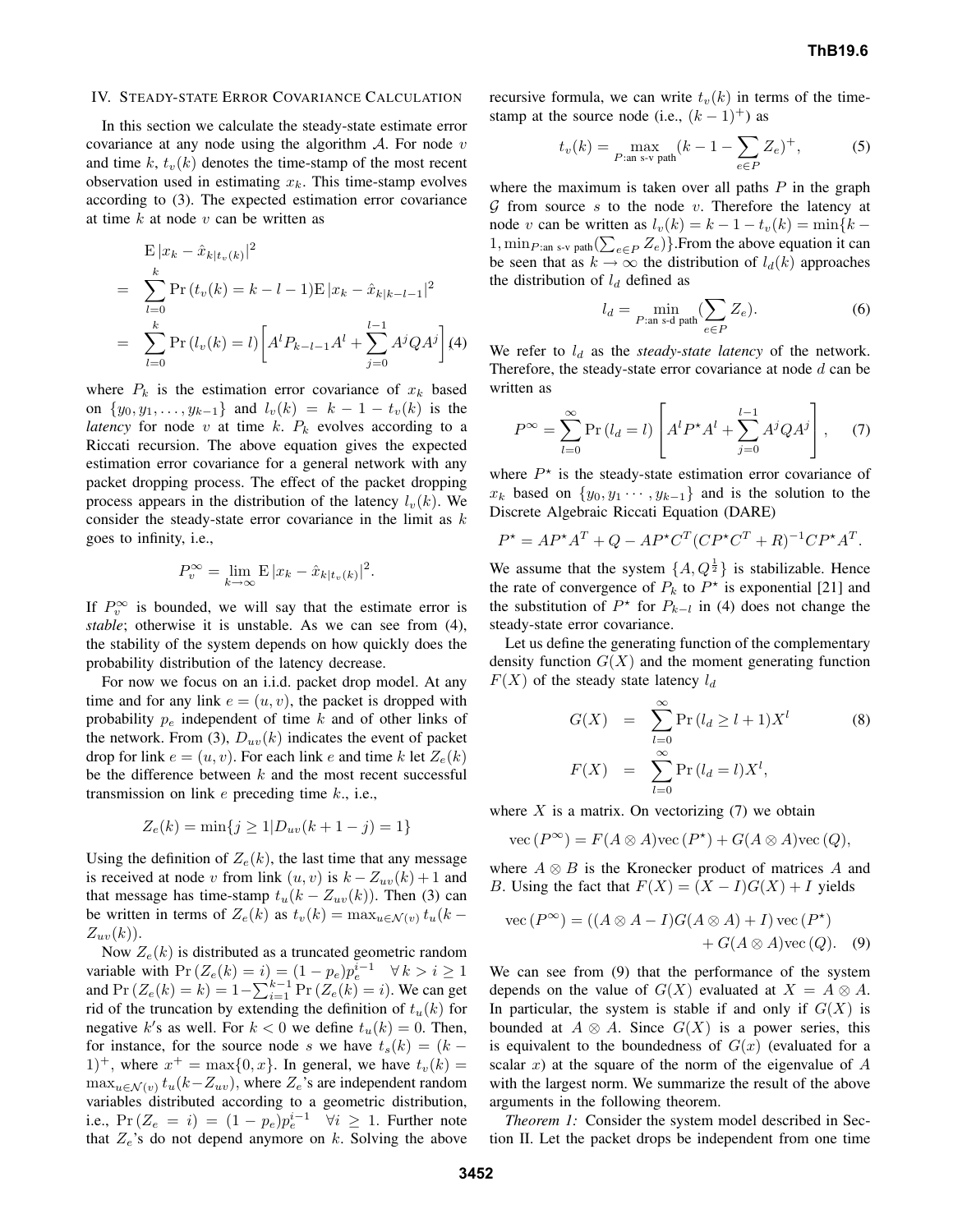## IV. Steady-state Error Covariance Calculation

In this section we calculate the steady-state estimate error covariance at any node using the algorithm $\mathcal{A}$. For node $v$ and time $k$, $t_v(k)$ denotes the time-stamp of the most recent observation used in estimating $x_k$. This time-stamp evolves according to (3). The expected estimation error covariance at time $k$ at node $v$ can be written as

$$
\begin{aligned}
& \mathrm{E}\,|x_k - \hat{x}_{k|t_v(k)}|^2 \\
= & \sum_{l=0}^{k} \Pr\left(t_v(k) = k-l-1\right) \mathrm{E}\,|x_k - \hat{x}_{k|k-l-1}|^2 \\
= & \sum_{l=0}^{k} \Pr\left(l_v(k) = l\right) \left[ A^l P_{k-l-1} A^l + \sum_{j=0}^{l-1} A^j Q A^j \right] \quad (4)
\end{aligned}
$$

where $P_k$ is the estimation error covariance of $x_k$ based on $\{y_0, y_1, \ldots, y_{k-1}\}$ and $l_v(k) = k - 1 - t_v(k)$ is the *latency* for node $v$ at time $k$. $P_k$ evolves according to a Riccati recursion. The above equation gives the expected estimation error covariance for a general network with any packet dropping process. The effect of the packet dropping process appears in the distribution of the latency $l_v(k)$. We consider the steady-state error covariance in the limit as $k$ goes to infinity, i.e.,

$$
P_v^{\infty} = \lim_{k \to \infty} \mathrm{E}\,|x_k - \hat{x}_{k|t_v(k)}|^2.
$$

If $P_v^{\infty}$ is bounded, we will say that the estimate error is *stable*; otherwise it is unstable. As we can see from (4), the stability of the system depends on how quickly does the probability distribution of the latency decrease.

For now we focus on an i.i.d. packet drop model. At any time and for any link $e = (u, v)$, the packet is dropped with probability $p_e$ independent of time $k$ and of other links of the network. From (3), $D_{uv}(k)$ indicates the event of packet drop for link $e = (u, v)$. For each link $e$ and time $k$ let $Z_e(k)$ be the difference between $k$ and the most recent successful transmission on link $e$ preceding time $k$., i.e.,

$$
Z_e(k) = \min\{j \geq 1 | D_{uv}(k+1-j) = 1\}
$$

Using the definition of $Z_e(k)$, the last time that any message is received at node $v$ from link $(u, v)$ is $k - Z_{uv}(k) + 1$ and that message has time-stamp $t_u(k - Z_{uv}(k))$. Then (3) can be written in terms of $Z_e(k)$ as $t_v(k) = \max_{u \in \mathcal{N}(v)} t_u(k - Z_{uv}(k))$.

Now $Z_e(k)$ is distributed as a truncated geometric random variable with $\Pr\left(Z_e(k) = i\right) = (1 - p_e)p_e^{i-1} \quad \forall\, k > i \geq 1$ and $\Pr\left(Z_e(k) = k\right) = 1 - \sum_{i=1}^{k-1} \Pr\left(Z_e(k) = i\right)$. We can get rid of the truncation by extending the definition of $t_u(k)$ for negative $k'$s as well. For $k < 0$ we define $t_u(k) = 0$. Then, for instance, for the source node $s$ we have $t_s(k) = (k-1)^+$, where $x^+ = \max\{0, x\}$. In general, we have $t_v(k) = \max_{u \in \mathcal{N}(v)} t_u(k - Z_{uv})$, where $Z_e$'s are independent random variables distributed according to a geometric distribution, i.e., $\Pr\left(Z_e = i\right) = (1 - p_e)p_e^{i-1} \quad \forall i \geq 1$. Further note that $Z_e$'s do not depend anymore on $k$. Solving the above recursive formula, we can write $t_v(k)$ in terms of the time-stamp at the source node (i.e., $(k-1)^+$) as

$$
t_v(k) = \max_{P:\text{an s-v path}} (k - 1 - \sum_{e \in P} Z_e)^+, \tag{5}
$$

where the maximum is taken over all paths $P$ in the graph $\mathcal{G}$ from source $s$ to the node $v$. Therefore the latency at node $v$ can be written as $l_v(k) = k - 1 - t_v(k) = \min\{k - 1, \min_{P:\text{an s-v path}}(\sum_{e \in P} Z_e)\}$.From the above equation it can be seen that as $k \to \infty$ the distribution of $l_d(k)$ approaches the distribution of $l_d$ defined as

$$
l_d = \min_{P:\text{an s-d path}} (\sum_{e \in P} Z_e). \tag{6}
$$

We refer to $l_d$ as the *steady-state latency* of the network. Therefore, the steady-state error covariance at node $d$ can be written as

$$
P^{\infty} = \sum_{l=0}^{\infty} \Pr\left(l_d = l\right) \left[ A^l P^{\star} A^l + \sum_{j=0}^{l-1} A^j Q A^j \right], \tag{7}
$$

where $P^{\star}$ is the steady-state estimation error covariance of $x_k$ based on $\{y_0, y_1 \cdots, y_{k-1}\}$ and is the solution to the Discrete Algebraic Riccati Equation (DARE)

$$
P^{\star} = AP^{\star}A^T + Q - AP^{\star}C^T(CP^{\star}C^T + R)^{-1}CP^{\star}A^T.
$$

We assume that the system $\{A, Q^{\frac{1}{2}}\}$ is stabilizable. Hence the rate of convergence of $P_k$ to $P^{\star}$ is exponential [21] and the substitution of $P^{\star}$ for $P_{k-l}$ in (4) does not change the steady-state error covariance.

Let us define the generating function of the complementary density function $G(X)$ and the moment generating function $F(X)$ of the steady state latency $l_d$

$$
\begin{aligned}
G(X) &= \sum_{l=0}^{\infty} \Pr\left(l_d \geq l+1\right) X^l \qquad (8) \\
F(X) &= \sum_{l=0}^{\infty} \Pr\left(l_d = l\right) X^l,
\end{aligned}
$$

where $X$ is a matrix. On vectorizing (7) we obtain

$$
\mathrm{vec}\,(P^{\infty}) = F(A \otimes A)\mathrm{vec}\,(P^{\star}) + G(A \otimes A)\mathrm{vec}\,(Q),
$$

where $A \otimes B$ is the Kronecker product of matrices $A$ and $B$. Using the fact that $F(X) = (X - I)G(X) + I$ yields

$$
\begin{aligned}
\mathrm{vec}\,(P^{\infty}) = & ((A \otimes A - I)G(A \otimes A) + I)\,\mathrm{vec}\,(P^{\star}) \\
& + G(A \otimes A)\mathrm{vec}\,(Q). \quad (9)
\end{aligned}
$$

We can see from (9) that the performance of the system depends on the value of $G(X)$ evaluated at $X = A \otimes A$. In particular, the system is stable if and only if $G(X)$ is bounded at $A \otimes A$. Since $G(X)$ is a power series, this is equivalent to the boundedness of $G(x)$ (evaluated for a scalar $x$) at the square of the norm of the eigenvalue of $A$ with the largest norm. We summarize the result of the above arguments in the following theorem.

*Theorem 1:* Consider the system model described in Section II. Let the packet drops be independent from one time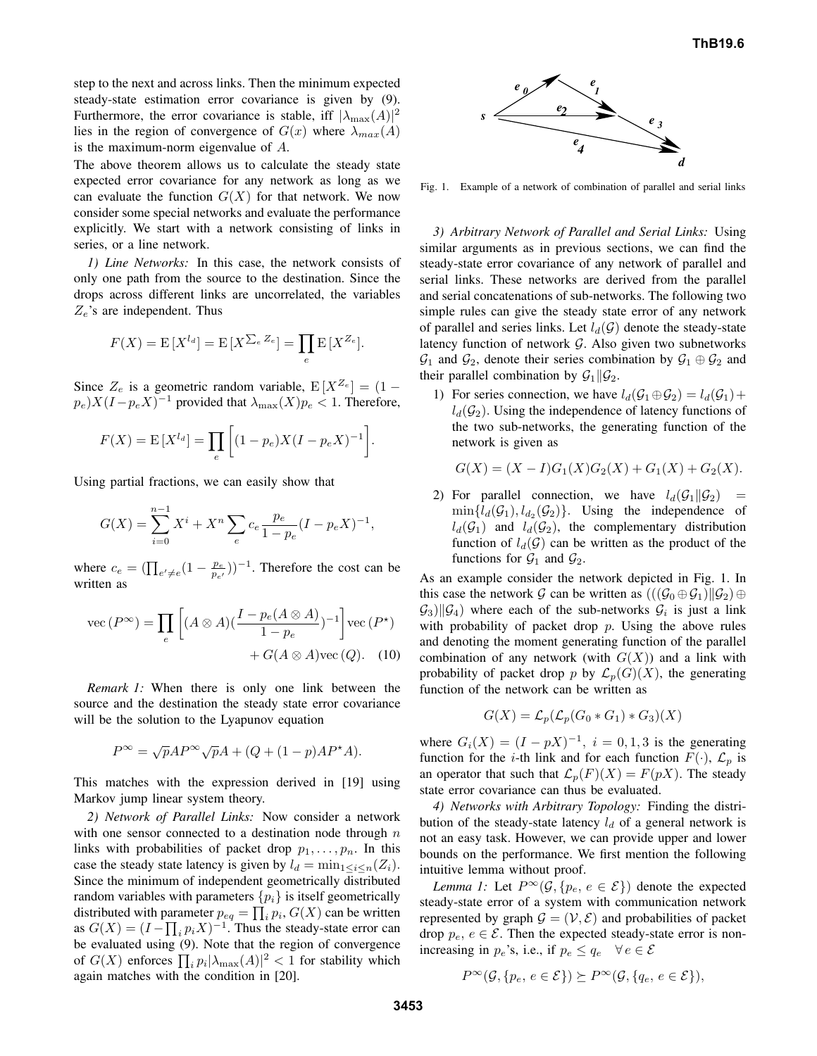step to the next and across links. Then the minimum expected steady-state estimation error covariance is given by (9). Furthermore, the error covariance is stable, iff $|\lambda_{\max}(A)|^2$ lies in the region of convergence of $G(x)$ where $\lambda_{max}(A)$ is the maximum-norm eigenvalue of $A$.

The above theorem allows us to calculate the steady state expected error covariance for any network as long as we can evaluate the function $G(X)$ for that network. We now consider some special networks and evaluate the performance explicitly. We start with a network consisting of links in series, or a line network.

*1) Line Networks:* In this case, the network consists of only one path from the source to the destination. Since the drops across different links are uncorrelated, the variables $Z_e$'s are independent. Thus

$$F(X) = \mathrm{E}\,[X^{l_d}] = \mathrm{E}\,[X^{\sum_e Z_e}] = \prod_e \mathrm{E}\,[X^{Z_e}].$$

Since $Z_e$ is a geometric random variable, $\mathrm{E}\,[X^{Z_e}] = (1 - p_e)X(I - p_e X)^{-1}$ provided that $\lambda_{\max}(X)p_e < 1$. Therefore,

$$F(X) = \mathrm{E}\,[X^{l_d}] = \prod_e \bigg[(1-p_e)X(I-p_eX)^{-1}\bigg].$$

Using partial fractions, we can easily show that

$$G(X) = \sum_{i=0}^{n-1} X^i + X^n \sum_e c_e \frac{p_e}{1-p_e}(I-p_eX)^{-1},$$

where $c_e = (\prod_{e'\neq e}(1 - \frac{p_e}{p_{e'}}))^{-1}$. Therefore the cost can be written as

$$\mathrm{vec}\,(P^{\infty}) = \prod_e \bigg[(A\otimes A)(\frac{I - p_e(A\otimes A)}{1-p_e})^{-1}\bigg]\mathrm{vec}\,(P^{\star}) + G(A\otimes A)\mathrm{vec}\,(Q). \quad (10)$$

*Remark 1:* When there is only one link between the source and the destination the steady state error covariance will be the solution to the Lyapunov equation

$$P^{\infty} = \sqrt{p}AP^{\infty}\sqrt{p}A + (Q + (1-p)AP^{\star}A).$$

This matches with the expression derived in [19] using Markov jump linear system theory.

*2) Network of Parallel Links:* Now consider a network with one sensor connected to a destination node through $n$ links with probabilities of packet drop $p_1, \ldots, p_n$. In this case the steady state latency is given by $l_d = \min_{1\leq i\leq n}(Z_i)$. Since the minimum of independent geometrically distributed random variables with parameters $\{p_i\}$ is itself geometrically distributed with parameter $p_{eq} = \prod_i p_i$, $G(X)$ can be written as $G(X) = (I - \prod_i p_i X)^{-1}$. Thus the steady-state error can be evaluated using (9). Note that the region of convergence of $G(X)$ enforces $\prod_i p_i |\lambda_{\max}(A)|^2 < 1$ for stability which again matches with the condition in [20].

Fig. 1. Example of a network of combination of parallel and serial links

*3) Arbitrary Network of Parallel and Serial Links:* Using similar arguments as in previous sections, we can find the steady-state error covariance of any network of parallel and serial links. These networks are derived from the parallel and serial concatenations of sub-networks. The following two simple rules can give the steady state error of any network of parallel and series links. Let $l_d(\mathcal{G})$ denote the steady-state latency function of network $\mathcal{G}$. Also given two subnetworks $\mathcal{G}_1$ and $\mathcal{G}_2$, denote their series combination by $\mathcal{G}_1 \oplus \mathcal{G}_2$ and their parallel combination by $\mathcal{G}_1 \| \mathcal{G}_2$.

1) For series connection, we have $l_d(\mathcal{G}_1 \oplus \mathcal{G}_2) = l_d(\mathcal{G}_1) + l_d(\mathcal{G}_2)$. Using the independence of latency functions of the two sub-networks, the generating function of the network is given as

$$G(X) = (X - I)G_1(X)G_2(X) + G_1(X) + G_2(X).$$

2) For parallel connection, we have $l_d(\mathcal{G}_1 \| \mathcal{G}_2) = \min\{l_d(\mathcal{G}_1), l_{d_2}(\mathcal{G}_2)\}$. Using the independence of $l_d(\mathcal{G}_1)$ and $l_d(\mathcal{G}_2)$, the complementary distribution function of $l_d(\mathcal{G})$ can be written as the product of the functions for $\mathcal{G}_1$ and $\mathcal{G}_2$.

As an example consider the network depicted in Fig. 1. In this case the network $\mathcal{G}$ can be written as $(((\mathcal{G}_0 \oplus \mathcal{G}_1)\|\mathcal{G}_2) \oplus \mathcal{G}_3)\|\mathcal{G}_4)$ where each of the sub-networks $\mathcal{G}_i$ is just a link with probability of packet drop $p$. Using the above rules and denoting the moment generating function of the parallel combination of any network (with $G(X)$) and a link with probability of packet drop $p$ by $\mathcal{L}_p(G)(X)$, the generating function of the network can be written as

$$G(X) = \mathcal{L}_p(\mathcal{L}_p(G_0 * G_1) * G_3)(X)$$

where $G_i(X) = (I - pX)^{-1},\ i = 0, 1, 3$ is the generating function for the $i$-th link and for each function $F(\cdot)$, $\mathcal{L}_p$ is an operator that such that $\mathcal{L}_p(F)(X) = F(pX)$. The steady state error covariance can thus be evaluated.

*4) Networks with Arbitrary Topology:* Finding the distribution of the steady-state latency $l_d$ of a general network is not an easy task. However, we can provide upper and lower bounds on the performance. We first mention the following intuitive lemma without proof.

*Lemma 1:* Let $P^{\infty}(\mathcal{G}, \{p_e,\, e\in\mathcal{E}\})$ denote the expected steady-state error of a system with communication network represented by graph $\mathcal{G} = (\mathcal{V}, \mathcal{E})$ and probabilities of packet drop $p_e$, $e \in \mathcal{E}$. Then the expected steady-state error is non-increasing in $p_e$'s, i.e., if $p_e \leq q_e \quad \forall\, e \in \mathcal{E}$

$$P^{\infty}(\mathcal{G}, \{p_e,\, e\in\mathcal{E}\}) \succeq P^{\infty}(\mathcal{G}, \{q_e,\, e\in\mathcal{E}\}),$$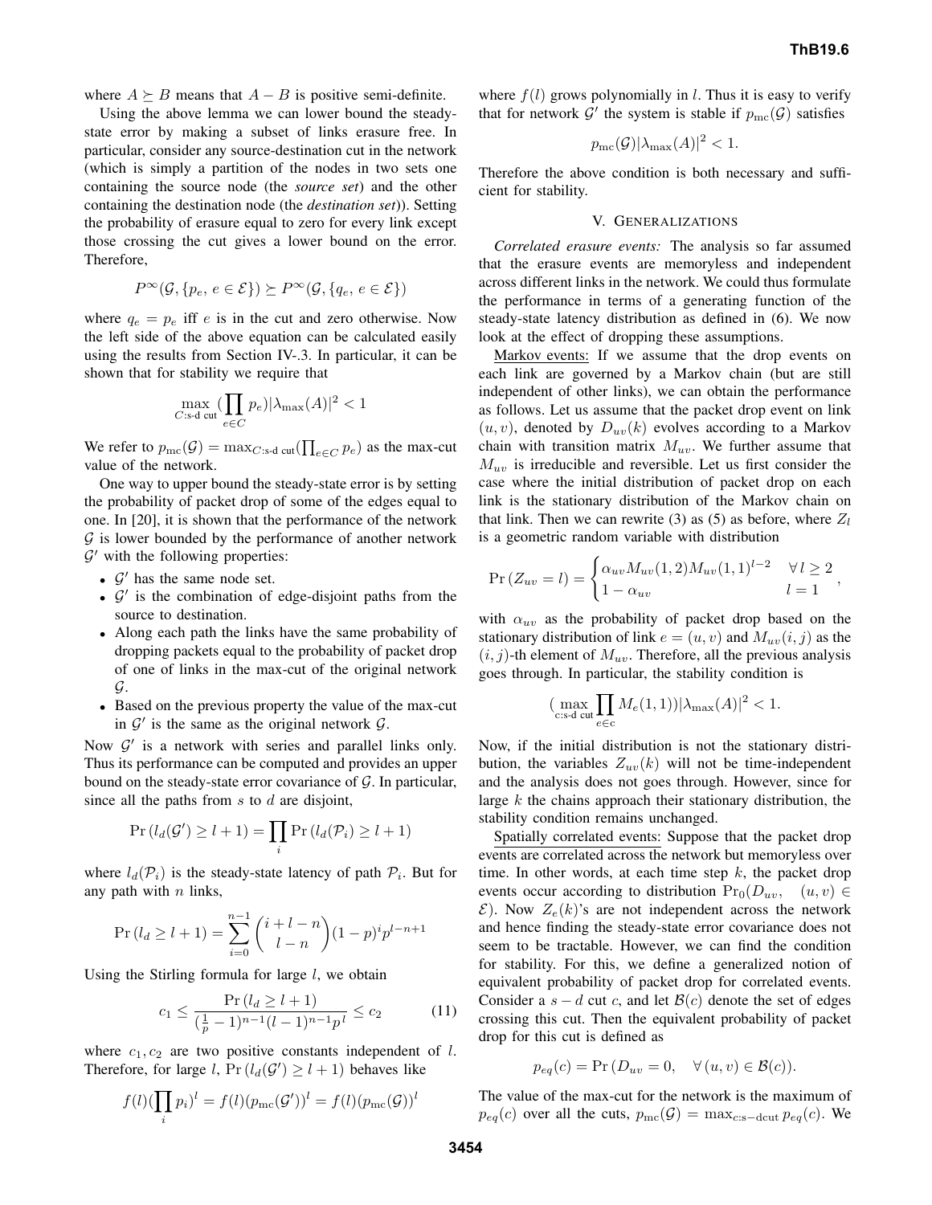where $A \succeq B$ means that $A - B$ is positive semi-definite.

Using the above lemma we can lower bound the steady-state error by making a subset of links erasure free. In particular, consider any source-destination cut in the network (which is simply a partition of the nodes in two sets one containing the source node (the *source set*) and the other containing the destination node (the *destination set*)). Setting the probability of erasure equal to zero for every link except those crossing the cut gives a lower bound on the error. Therefore,

$$P^{\infty}(\mathcal{G}, \{p_e,\, e \in \mathcal{E}\}) \succeq P^{\infty}(\mathcal{G}, \{q_e,\, e \in \mathcal{E}\})$$

where $q_e = p_e$ iff $e$ is in the cut and zero otherwise. Now the left side of the above equation can be calculated easily using the results from Section IV-.3. In particular, it can be shown that for stability we require that

$$\max_{C:\text{s-d cut}} (\prod_{e \in C} p_e) |\lambda_{\max}(A)|^2 < 1$$

We refer to $p_{\mathrm{mc}}(\mathcal{G}) = \max_{C:\text{s-d cut}} (\prod_{e \in C} p_e)$ as the max-cut value of the network.

One way to upper bound the steady-state error is by setting the probability of packet drop of some of the edges equal to one. In [20], it is shown that the performance of the network $\mathcal{G}$ is lower bounded by the performance of another network $\mathcal{G}'$ with the following properties:

- $\mathcal{G}'$ has the same node set.
- $\mathcal{G}'$ is the combination of edge-disjoint paths from the source to destination.
- Along each path the links have the same probability of dropping packets equal to the probability of packet drop of one of links in the max-cut of the original network $\mathcal{G}$.
- Based on the previous property the value of the max-cut in $\mathcal{G}'$ is the same as the original network $\mathcal{G}$.

Now $\mathcal{G}'$ is a network with series and parallel links only. Thus its performance can be computed and provides an upper bound on the steady-state error covariance of $\mathcal{G}$. In particular, since all the paths from $s$ to $d$ are disjoint,

$$\Pr(l_d(\mathcal{G}') \geq l+1) = \prod_i \Pr(l_d(\mathcal{P}_i) \geq l+1)$$

where $l_d(\mathcal{P}_i)$ is the steady-state latency of path $\mathcal{P}_i$. But for any path with $n$ links,

$$\Pr(l_d \geq l+1) = \sum_{i=0}^{n-1} \binom{i+l-n}{l-n} (1-p)^i p^{l-n+1}$$

Using the Stirling formula for large $l$, we obtain

$$c_1 \leq \frac{\Pr(l_d \geq l+1)}{(\frac{1}{p}-1)^{n-1}(l-1)^{n-1} p^l} \leq c_2 \tag{11}$$

where $c_1, c_2$ are two positive constants independent of $l$. Therefore, for large $l$, $\Pr(l_d(\mathcal{G}') \geq l+1)$ behaves like

$$f(l)(\prod_i p_i)^l = f(l)(p_{\mathrm{mc}}(\mathcal{G}'))^l = f(l)(p_{\mathrm{mc}}(\mathcal{G}))^l$$

where $f(l)$ grows polynomially in $l$. Thus it is easy to verify that for network $\mathcal{G}'$ the system is stable if $p_{\mathrm{mc}}(\mathcal{G})$ satisfies

$$p_{\mathrm{mc}}(\mathcal{G}) |\lambda_{\max}(A)|^2 < 1.$$

Therefore the above condition is both necessary and sufficient for stability.

## V. Generalizations

*Correlated erasure events:* The analysis so far assumed that the erasure events are memoryless and independent across different links in the network. We could thus formulate the performance in terms of a generating function of the steady-state latency distribution as defined in (6). We now look at the effect of dropping these assumptions.

Markov events: If we assume that the drop events on each link are governed by a Markov chain (but are still independent of other links), we can obtain the performance as follows. Let us assume that the packet drop event on link $(u, v)$, denoted by $D_{uv}(k)$ evolves according to a Markov chain with transition matrix $M_{uv}$. We further assume that $M_{uv}$ is irreducible and reversible. Let us first consider the case where the initial distribution of packet drop on each link is the stationary distribution of the Markov chain on that link. Then we can rewrite (3) as (5) as before, where $Z_l$ is a geometric random variable with distribution

$$\Pr(Z_{uv} = l) = \begin{cases} \alpha_{uv} M_{uv}(1,2) M_{uv}(1,1)^{l-2} & \forall\, l \geq 2 \\ 1 - \alpha_{uv} & l = 1 \end{cases},$$

with $\alpha_{uv}$ as the probability of packet drop based on the stationary distribution of link $e = (u, v)$ and $M_{uv}(i, j)$ as the $(i, j)$-th element of $M_{uv}$. Therefore, all the previous analysis goes through. In particular, the stability condition is

$$(\max_{\text{c:s-d cut}} \prod_{e \in c} M_e(1,1)) |\lambda_{\max}(A)|^2 < 1.$$

Now, if the initial distribution is not the stationary distribution, the variables $Z_{uv}(k)$ will not be time-independent and the analysis does not goes through. However, since for large $k$ the chains approach their stationary distribution, the stability condition remains unchanged.

Spatially correlated events: Suppose that the packet drop events are correlated across the network but memoryless over time. In other words, at each time step $k$, the packet drop events occur according to distribution $\Pr_0(D_{uv}, \quad (u, v) \in \mathcal{E})$. Now $Z_e(k)$'s are not independent across the network and hence finding the steady-state error covariance does not seem to be tractable. However, we can find the condition for stability. For this, we define a generalized notion of equivalent probability of packet drop for correlated events. Consider a $s-d$ cut $c$, and let $\mathcal{B}(c)$ denote the set of edges crossing this cut. Then the equivalent probability of packet drop for this cut is defined as

$$p_{eq}(c) = \Pr(D_{uv} = 0, \quad \forall\, (u, v) \in \mathcal{B}(c)).$$

The value of the max-cut for the network is the maximum of $p_{eq}(c)$ over all the cuts, $p_{\mathrm{mc}}(\mathcal{G}) = \max_{c:\text{s-dcut}} p_{eq}(c)$. We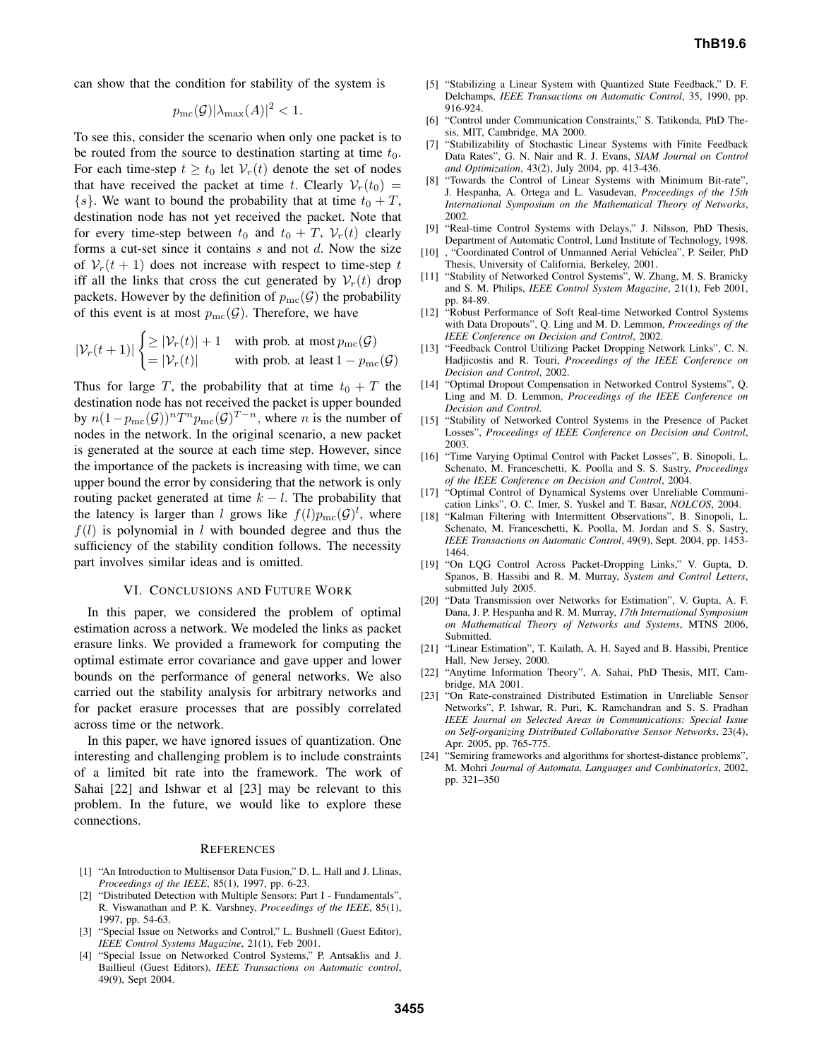can show that the condition for stability of the system is

$$p_{\mathrm{mc}}(\mathcal{G})|\lambda_{\max}(A)|^2 < 1.$$

To see this, consider the scenario when only one packet is to be routed from the source to destination starting at time $t_0$. For each time-step $t \geq t_0$ let $\mathcal{V}_r(t)$ denote the set of nodes that have received the packet at time $t$. Clearly $\mathcal{V}_r(t_0) = \{s\}$. We want to bound the probability that at time $t_0 + T$, destination node has not yet received the packet. Note that for every time-step between $t_0$ and $t_0 + T$, $\mathcal{V}_r(t)$ clearly forms a cut-set since it contains $s$ and not $d$. Now the size of $\mathcal{V}_r(t+1)$ does not increase with respect to time-step $t$ iff all the links that cross the cut generated by $\mathcal{V}_r(t)$ drop packets. However by the definition of $p_{\mathrm{mc}}(\mathcal{G})$ the probability of this event is at most $p_{\mathrm{mc}}(\mathcal{G})$. Therefore, we have

$$|\mathcal{V}_r(t+1)| \begin{cases} \geq |\mathcal{V}_r(t)| + 1 & \text{with prob. at most}\, p_{\mathrm{mc}}(\mathcal{G}) \\ = |\mathcal{V}_r(t)| & \text{with prob. at least}\, 1 - p_{\mathrm{mc}}(\mathcal{G}) \end{cases}$$

Thus for large $T$, the probability that at time $t_0 + T$ the destination node has not received the packet is upper bounded by $n(1-p_{\mathrm{mc}}(\mathcal{G}))^n T^n p_{\mathrm{mc}}(\mathcal{G})^{T-n}$, where $n$ is the number of nodes in the network. In the original scenario, a new packet is generated at the source at each time step. However, since the importance of the packets is increasing with time, we can upper bound the error by considering that the network is only routing packet generated at time $k - l$. The probability that the latency is larger than $l$ grows like $f(l)p_{\mathrm{mc}}(\mathcal{G})^l$, where $f(l)$ is polynomial in $l$ with bounded degree and thus the sufficiency of the stability condition follows. The necessity part involves similar ideas and is omitted.

## VI. Conclusions and Future Work

In this paper, we considered the problem of optimal estimation across a network. We modeled the links as packet erasure links. We provided a framework for computing the optimal estimate error covariance and gave upper and lower bounds on the performance of general networks. We also carried out the stability analysis for arbitrary networks and for packet erasure processes that are possibly correlated across time or the network.

In this paper, we have ignored issues of quantization. One interesting and challenging problem is to include constraints of a limited bit rate into the framework. The work of Sahai [22] and Ishwar et al [23] may be relevant to this problem. In the future, we would like to explore these connections.

## References

[1] "An Introduction to Multisensor Data Fusion," D. L. Hall and J. Llinas, *Proceedings of the IEEE*, 85(1), 1997, pp. 6-23.

[2] "Distributed Detection with Multiple Sensors: Part I - Fundamentals", R. Viswanathan and P. K. Varshney, *Proceedings of the IEEE*, 85(1), 1997, pp. 54-63.

[3] "Special Issue on Networks and Control," L. Bushnell (Guest Editor), *IEEE Control Systems Magazine*, 21(1), Feb 2001.

[4] "Special Issue on Networked Control Systems," P. Antsaklis and J. Baillieul (Guest Editors), *IEEE Transactions on Automatic control*, 49(9), Sept 2004.

[5] "Stabilizing a Linear System with Quantized State Feedback," D. F. Delchamps, *IEEE Transactions on Automatic Control*, 35, 1990, pp. 916-924.

[6] "Control under Communication Constraints," S. Tatikonda, PhD Thesis, MIT, Cambridge, MA 2000.

[7] "Stabilizability of Stochastic Linear Systems with Finite Feedback Data Rates", G. N. Nair and R. J. Evans, *SIAM Journal on Control and Optimization*, 43(2), July 2004, pp. 413-436.

[8] "Towards the Control of Linear Systems with Minimum Bit-rate", J. Hespanha, A. Ortega and L. Vasudevan, *Proceedings of the 15th International Symposium on the Mathematical Theory of Networks*, 2002.

[9] "Real-time Control Systems with Delays," J. Nilsson, PhD Thesis, Department of Automatic Control, Lund Institute of Technology, 1998.

[10] , "Coordinated Control of Unmanned Aerial Vehiclea", P. Seiler, PhD Thesis, University of California, Berkeley, 2001.

[11] "Stability of Networked Control Systems", W. Zhang, M. S. Branicky and S. M. Philips, *IEEE Control System Magazine*, 21(1), Feb 2001, pp. 84-89.

[12] "Robust Performance of Soft Real-time Networked Control Systems with Data Dropouts", Q. Ling and M. D. Lemmon, *Proceedings of the IEEE Conference on Decision and Control*, 2002.

[13] "Feedback Control Utilizing Packet Dropping Network Links", C. N. Hadjicostis and R. Touri, *Proceedings of the IEEE Conference on Decision and Control*, 2002.

[14] "Optimal Dropout Compensation in Networked Control Systems", Q. Ling and M. D. Lemmon, *Proceedings of the IEEE Conference on Decision and Control*.

[15] "Stability of Networked Control Systems in the Presence of Packet Losses", *Proceedings of IEEE Conference on Decision and Control*, 2003.

[16] "Time Varying Optimal Control with Packet Losses", B. Sinopoli, L. Schenato, M. Franceschetti, K. Poolla and S. S. Sastry, *Proceedings of the IEEE Conference on Decision and Control*, 2004.

[17] "Optimal Control of Dynamical Systems over Unreliable Communication Links", O. C. Imer, S. Yuskel and T. Basar, *NOLCOS*, 2004.

[18] "Kalman Filtering with Intermittent Observations", B. Sinopoli, L. Schenato, M. Franceschetti, K. Poolla, M. Jordan and S. S. Sastry, *IEEE Transactions on Automatic Control*, 49(9), Sept. 2004, pp. 1453-1464.

[19] "On LQG Control Across Packet-Dropping Links," V. Gupta, D. Spanos, B. Hassibi and R. M. Murray, *System and Control Letters*, submitted July 2005.

[20] "Data Transmission over Networks for Estimation", V. Gupta, A. F. Dana, J. P. Hespanha and R. M. Murray, *17th International Symposium on Mathematical Theory of Networks and Systems*, MTNS 2006, Submitted.

[21] "Linear Estimation", T. Kailath, A. H. Sayed and B. Hassibi, Prentice Hall, New Jersey, 2000.

[22] "Anytime Information Theory", A. Sahai, PhD Thesis, MIT, Cambridge, MA 2001.

[23] "On Rate-constrained Distributed Estimation in Unreliable Sensor Networks", P. Ishwar, R. Puri, K. Ramchandran and S. S. Pradhan *IEEE Journal on Selected Areas in Communications: Special Issue on Self-organizing Distributed Collaborative Sensor Networks*, 23(4), Apr. 2005, pp. 765-775.

[24] "Semiring frameworks and algorithms for shortest-distance problems", M. Mohri *Journal of Automata, Languages and Combinatorics*, 2002, pp. 321–350